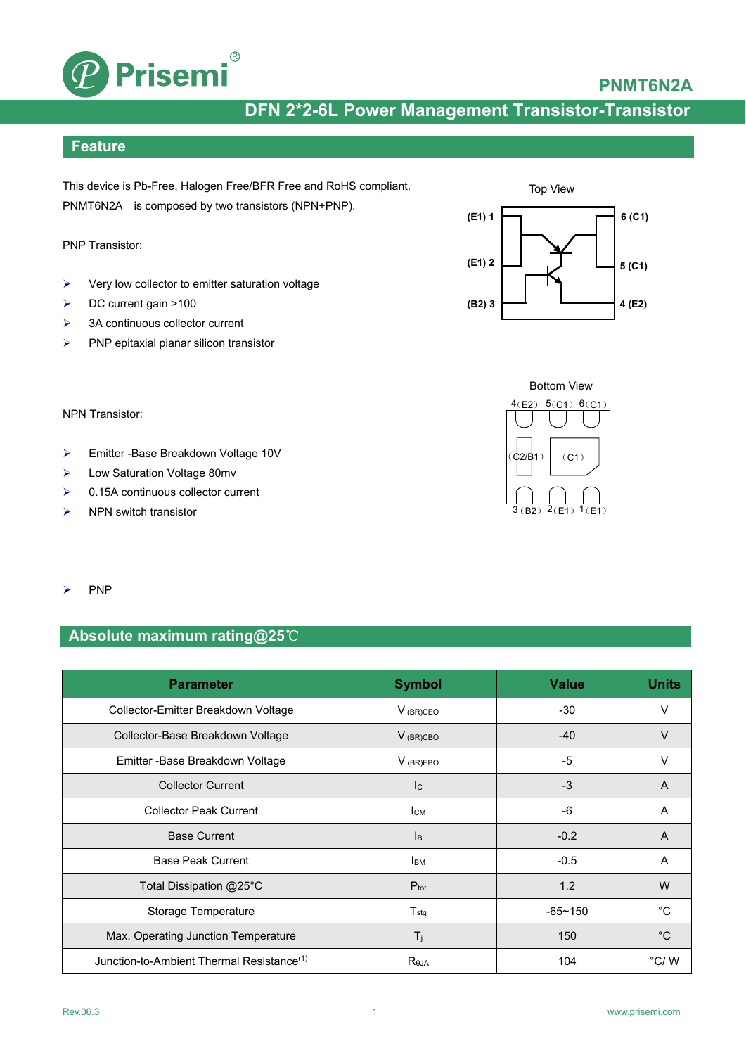# PNMT6N2A

## DFN 2*2-6L Power Management Transistor-Transistor

## Feature

This device is Pb-Free, Halogen Free/BFR Free and RoHS compliant.

PNMT6N2A is composed by two transistors (NPN+PNP).

PNP Transistor:

- Very low collector to emitter saturation voltage
- DC current gain >100
- 3A continuous collector current
- PNP epitaxial planar silicon transistor

Top View

(E1) 1
(E1) 2
(B2) 3
6 (C1)
5 (C1)
4 (E2)

Bottom View

4（E2） 5（C1） 6（C1）
（C2/B1） （C1）
3（B2） 2（E1） 1（E1）

NPN Transistor:

- Emitter -Base Breakdown Voltage 10V
- Low Saturation Voltage 80mv
- 0.15A continuous collector current
- NPN switch transistor

- PNP

## Absolute maximum rating@25℃

| Parameter | Symbol | Value | Units |
|---|---|---|---|
| Collector-Emitter Breakdown Voltage | $V_{(BR)CEO}$ | -30 | V |
| Collector-Base Breakdown Voltage | $V_{(BR)CBO}$ | -40 | V |
| Emitter -Base Breakdown Voltage | $V_{(BR)EBO}$ | -5 | V |
| Collector Current | $I_C$ | -3 | A |
| Collector Peak Current | $I_{CM}$ | -6 | A |
| Base Current | $I_B$ | -0.2 | A |
| Base Peak Current | $I_{BM}$ | -0.5 | A |
| Total Dissipation @25°C | $P_{tot}$ | 1.2 | W |
| Storage Temperature | $T_{stg}$ | -65~150 | °C |
| Max. Operating Junction Temperature | $T_j$ | 150 | °C |
| Junction-to-Ambient Thermal Resistance[1] | $R_{\theta JA}$ | 104 | °C/ W |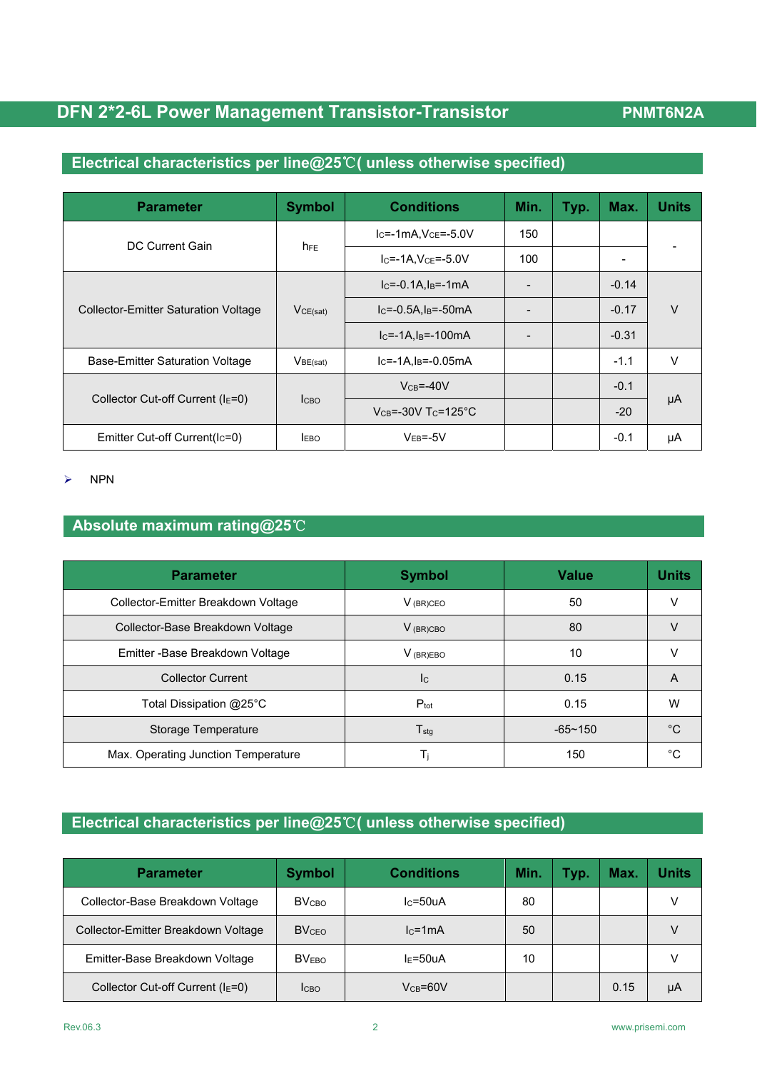## Electrical characteristics per line@25℃( unless otherwise specified)

| Parameter | Symbol | Conditions | Min. | Typ. | Max. | Units |
|---|---|---|---|---|---|---|
| DC Current Gain | $h_{FE}$ | $I_C$=-1mA,$V_{CE}$=-5.0V | 150 | | | - |
| | | $I_C$=-1A,$V_{CE}$=-5.0V | 100 | | - | |
| Collector-Emitter Saturation Voltage | $V_{CE(sat)}$ | $I_C$=-0.1A,$I_B$=-1mA | - | | -0.14 | V |
| | | $I_C$=-0.5A,$I_B$=-50mA | - | | -0.17 | |
| | | $I_C$=-1A,$I_B$=-100mA | - | | -0.31 | |
| Base-Emitter Saturation Voltage | $V_{BE(sat)}$ | $I_C$=-1A,$I_B$=-0.05mA | | | -1.1 | V |
| Collector Cut-off Current ($I_E$=0) | $I_{CBO}$ | $V_{CB}$=-40V | | | -0.1 | μA |
| | | $V_{CB}$=-30V $T_C$=125°C | | | -20 | |
| Emitter Cut-off Current($I_C$=0) | $I_{EBO}$ | $V_{EB}$=-5V | | | -0.1 | μA |

- NPN

## Absolute maximum rating@25℃

| Parameter | Symbol | Value | Units |
|---|---|---|---|
| Collector-Emitter Breakdown Voltage | $V_{(BR)CEO}$ | 50 | V |
| Collector-Base Breakdown Voltage | $V_{(BR)CBO}$ | 80 | V |
| Emitter -Base Breakdown Voltage | $V_{(BR)EBO}$ | 10 | V |
| Collector Current | $I_C$ | 0.15 | A |
| Total Dissipation @25°C | $P_{tot}$ | 0.15 | W |
| Storage Temperature | $T_{stg}$ | -65~150 | °C |
| Max. Operating Junction Temperature | $T_j$ | 150 | °C |

## Electrical characteristics per line@25℃( unless otherwise specified)

| Parameter | Symbol | Conditions | Min. | Typ. | Max. | Units |
|---|---|---|---|---|---|---|
| Collector-Base Breakdown Voltage | $BV_{CBO}$ | $I_C$=50uA | 80 | | | V |
| Collector-Emitter Breakdown Voltage | $BV_{CEO}$ | $I_C$=1mA | 50 | | | V |
| Emitter-Base Breakdown Voltage | $BV_{EBO}$ | $I_E$=50uA | 10 | | | V |
| Collector Cut-off Current ($I_E$=0) | $I_{CBO}$ | $V_{CB}$=60V | | | 0.15 | μA |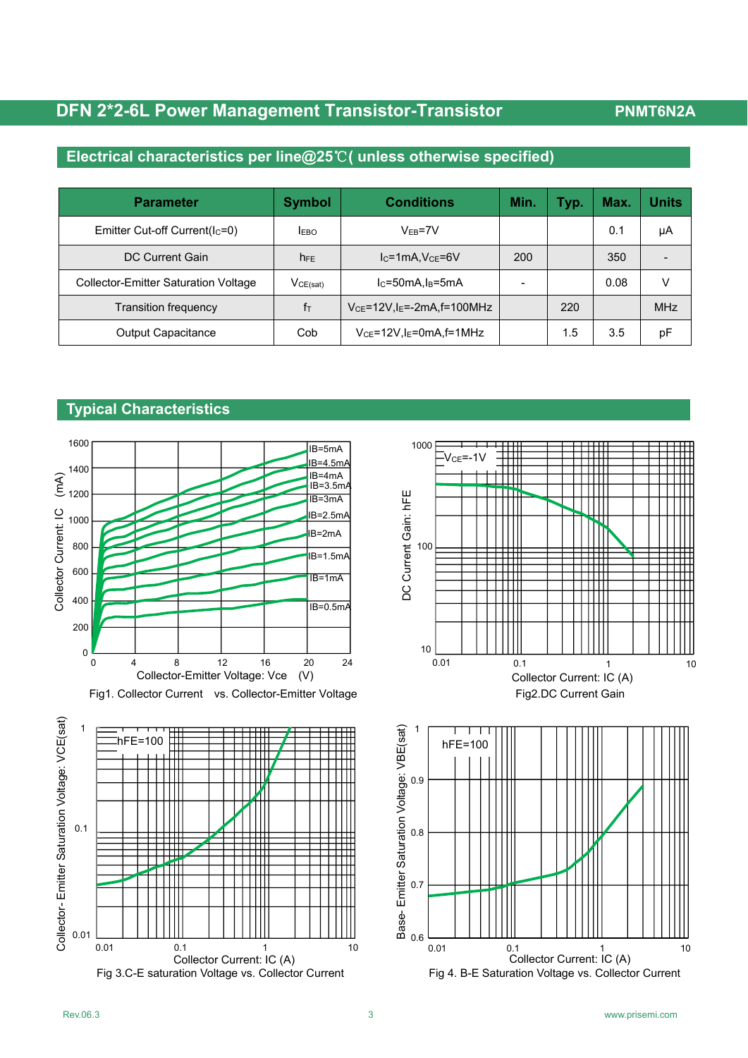## Electrical characteristics per line@25℃( unless otherwise specified)

| Parameter | Symbol | Conditions | Min. | Typ. | Max. | Units |
|---|---|---|---|---|---|---|
| Emitter Cut-off Current($I_C$=0) | $I_{EBO}$ | $V_{EB}$=7V | | | 0.1 | μA |
| DC Current Gain | $h_{FE}$ | $I_C$=1mA,$V_{CE}$=6V | 200 | | 350 | - |
| Collector-Emitter Saturation Voltage | $V_{CE(sat)}$ | $I_C$=50mA,$I_B$=5mA | - | | 0.08 | V |
| Transition frequency | $f_T$ | $V_{CE}$=12V,$I_E$=-2mA,f=100MHz | | 220 | | MHz |
| Output Capacitance | Cob | $V_{CE}$=12V,$I_E$=0mA,f=1MHz | | 1.5 | 3.5 | pF |

## Typical Characteristics

Collector Current: IC (mA)
1600
1400
1200
1000
800
600
400
200
0
0 4 8 12 16 20 24
Collector-Emitter Voltage: Vce (V)
IB=5mA
IB=4.5mA
IB=4mA
IB=3.5mA
IB=3mA
IB=2.5mA
IB=2mA
IB=1.5mA
IB=1mA
IB=0.5mA

Fig1. Collector Current vs. Collector-Emitter Voltage

DC Current Gain: hFE
1000
100
10
0.01 0.1 1 10
Collector Current: IC (A)
VCE=-1V

Fig2.DC Current Gain

Collector- Emitter Saturation Voltage: VCE(sat)
1
0.1
0.01
0.01 0.1 1 10
Collector Current: IC (A)
hFE=100

Fig 3.C-E saturation Voltage vs. Collector Current

Base- Emitter Saturation Voltage: VBE(sat)
1
0.9
0.8
0.7
0.6
0.01 0.1 1 10
Collector Current: IC (A)
hFE=100

Fig 4. B-E Saturation Voltage vs. Collector Current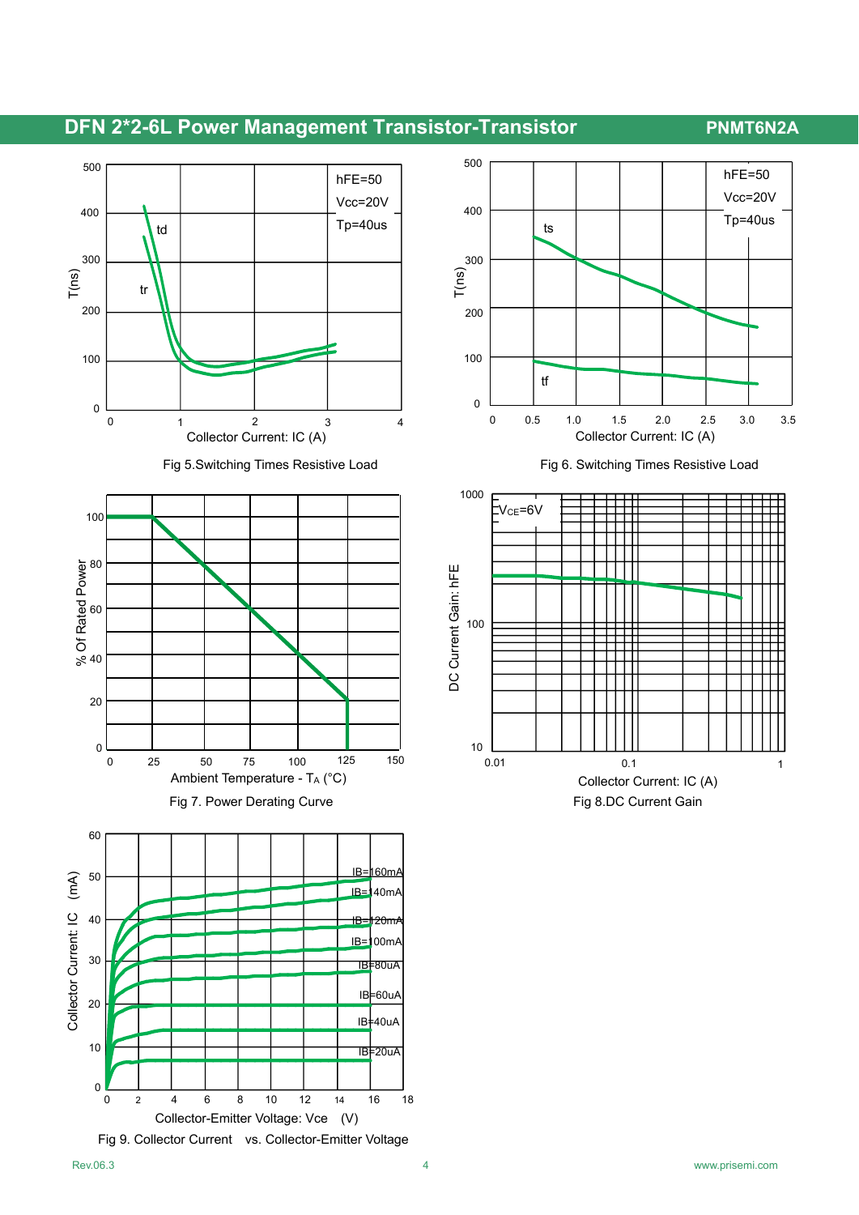Fig 5 chart labels:

T(ns)

500

400

300

200

100

0

0 1 2 3 4

Collector Current: IC (A)

hFE=50

Vcc=20V

Tp=40us

td

tr

Fig 5.Switching Times Resistive Load

Fig 6 chart labels:

T(ns)

500

400

300

200

100

0

0 0.5 1.0 1.5 2.0 2.5 3.0 3.5

Collector Current: IC (A)

hFE=50

Vcc=20V

Tp=40us

ts

tf

Fig 6. Switching Times Resistive Load

Fig 7 chart labels:

% Of Rated Power

100

80

60

40

20

0

0 25 50 75 100 125 150

Ambient Temperature - $T_A$ (°C)

Fig 7. Power Derating Curve

Fig 8 chart labels:

DC Current Gain: hFE

1000

100

10

0.01 0.1 1

$V_{CE}$=6V

Collector Current: IC (A)

Fig 8.DC Current Gain

Fig 9 chart labels:

Collector Current: IC (mA)

60

50

40

30

20

10

0

0 2 4 6 8 10 12 14 16 18

Collector-Emitter Voltage: Vce (V)

IB=160mA

IB=140mA

IB=120mA

IB=100mA

IB=80uA

IB=60uA

IB=40uA

IB=20uA

Fig 9. Collector Current vs. Collector-Emitter Voltage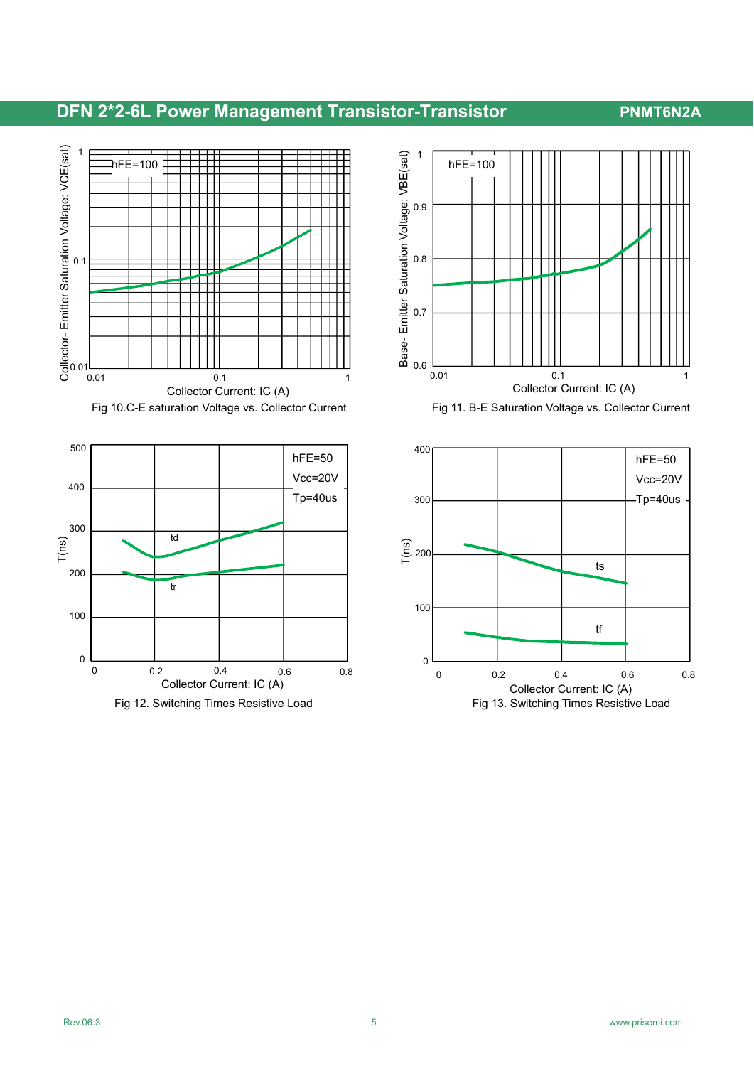hFE=100

Collector- Emitter Saturation Voltage: VCE(sat)

1

0.1

0.01

0.01

0.1

1

Collector Current: IC (A)

Fig 10.C-E saturation Voltage vs. Collector Current

hFE=100

Base- Emitter Saturation Voltage: VBE(sat)

1

0.9

0.8

0.7

0.6

0.01

0.1

1

Collector Current: IC (A)

Fig 11. B-E Saturation Voltage vs. Collector Current

hFE=50

Vcc=20V

Tp=40us

T(ns)

500

400

300

200

100

0

0

0.2

0.4

0.6

0.8

td

tr

Collector Current: IC (A)

Fig 12. Switching Times Resistive Load

hFE=50

Vcc=20V

Tp=40us

T(ns)

400

300

200

100

0

0

0.2

0.4

0.6

0.8

ts

tf

Collector Current: IC (A)

Fig 13. Switching Times Resistive Load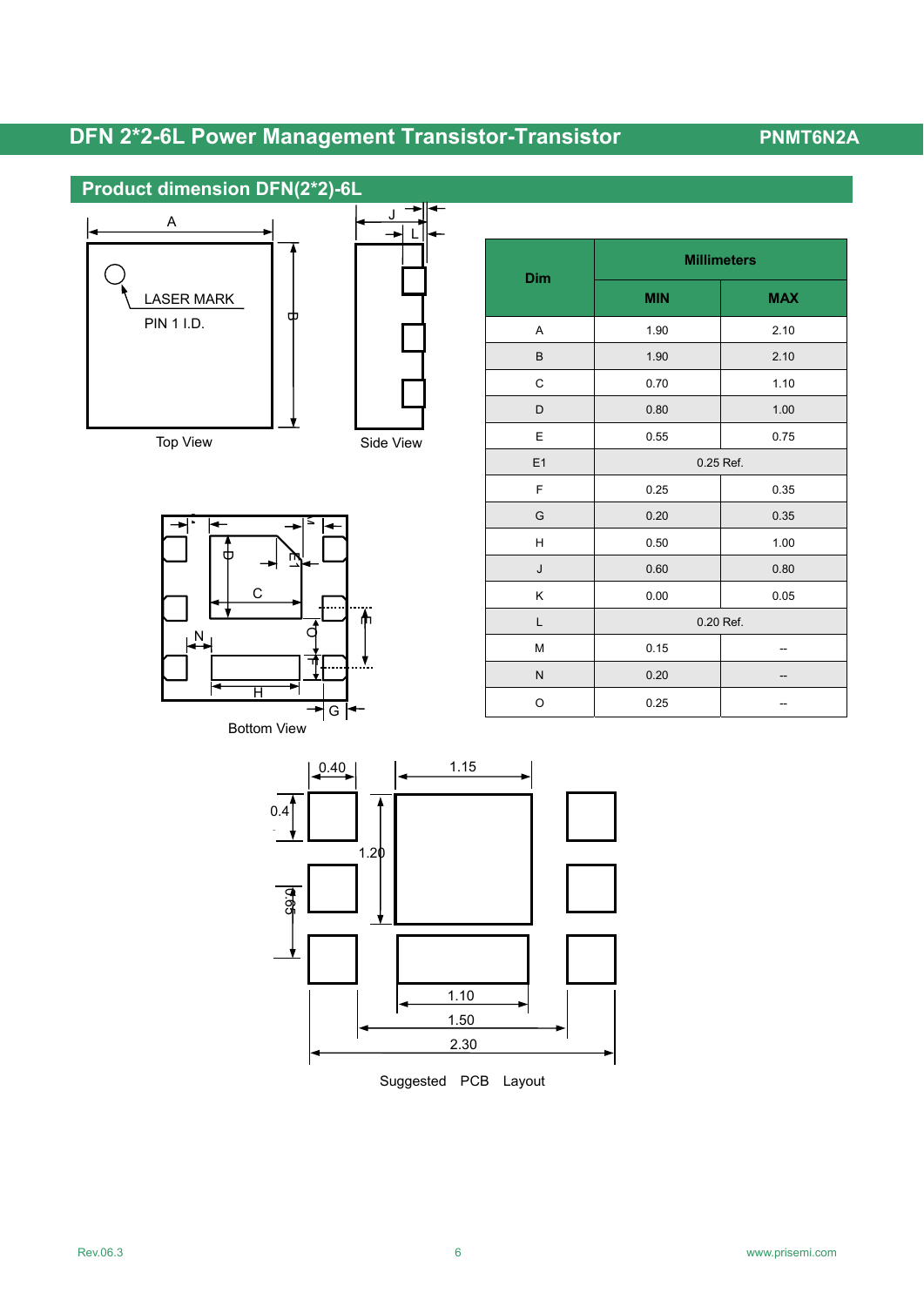## Product dimension DFN(2*2)-6L

A

LASER MARK

PIN 1 I.D.

B

Top View

J

L

Side View

M

D

E1

C

K

N

O

E

F

H

G

Bottom View

| Dim | Millimeters | |
|---|---|---|
| | MIN | MAX |
| A | 1.90 | 2.10 |
| B | 1.90 | 2.10 |
| C | 0.70 | 1.10 |
| D | 0.80 | 1.00 |
| E | 0.55 | 0.75 |
| E1 | 0.25 Ref. | |
| F | 0.25 | 0.35 |
| G | 0.20 | 0.35 |
| H | 0.50 | 1.00 |
| J | 0.60 | 0.80 |
| K | 0.00 | 0.05 |
| L | 0.20 Ref. | |
| M | 0.15 | -- |
| N | 0.20 | -- |
| O | 0.25 | -- |

0.40

1.15

0.4

1.20

0.65

1.10

1.50

2.30

Suggested PCB Layout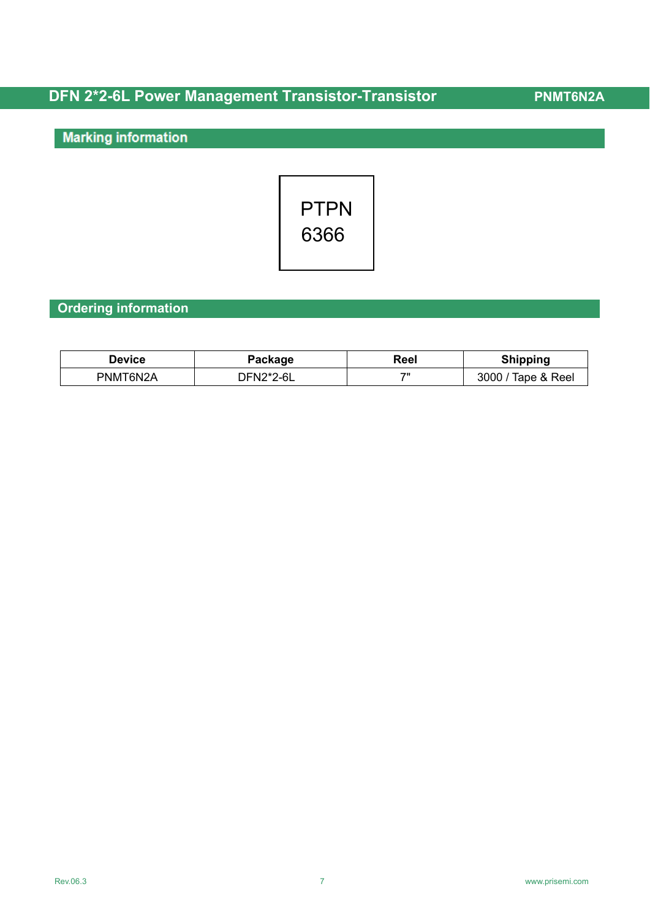## Marking information

PTPN
6366

## Ordering information

| Device | Package | Reel | Shipping |
|---|---|---|---|
| PNMT6N2A | DFN2*2-6L | 7" | 3000 / Tape & Reel |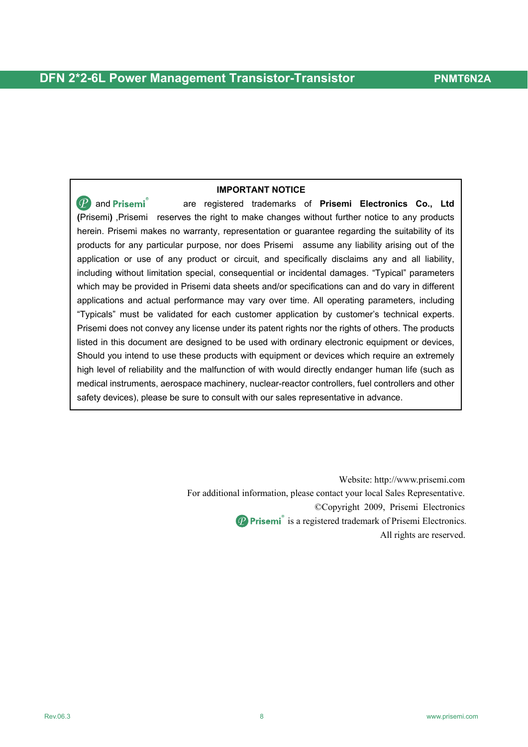## IMPORTANT NOTICE

and **Prisemi**® are registered trademarks of **Prisemi Electronics Co., Ltd** **(**Prisemi**)** ,Prisemi reserves the right to make changes without further notice to any products herein. Prisemi makes no warranty, representation or guarantee regarding the suitability of its products for any particular purpose, nor does Prisemi assume any liability arising out of the application or use of any product or circuit, and specifically disclaims any and all liability, including without limitation special, consequential or incidental damages. "Typical" parameters which may be provided in Prisemi data sheets and/or specifications can and do vary in different applications and actual performance may vary over time. All operating parameters, including "Typicals" must be validated for each customer application by customer's technical experts. Prisemi does not convey any license under its patent rights nor the rights of others. The products listed in this document are designed to be used with ordinary electronic equipment or devices, Should you intend to use these products with equipment or devices which require an extremely high level of reliability and the malfunction of with would directly endanger human life (such as medical instruments, aerospace machinery, nuclear-reactor controllers, fuel controllers and other safety devices), please be sure to consult with our sales representative in advance.

Website: http://www.prisemi.com
For additional information, please contact your local Sales Representative.
©Copyright 2009, Prisemi Electronics
**Prisemi**® is a registered trademark of Prisemi Electronics.
All rights are reserved.